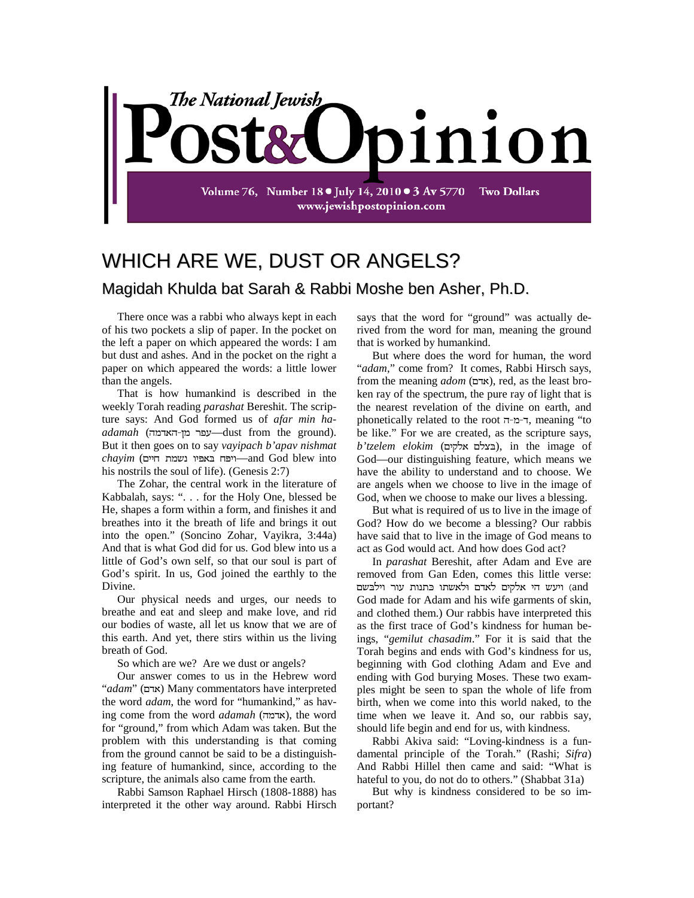# The National Jewish Post & Opinion

Volume 76, Number 18 • July 14, 2010 • 3 Av 5770 Two Dollars
www.jewishpostopinion.com

## WHICH ARE WE, DUST OR ANGELS?

### Magidah Khulda bat Sarah & Rabbi Moshe ben Asher, Ph.D.

There once was a rabbi who always kept in each of his two pockets a slip of paper. In the pocket on the left a paper on which appeared the words: I am but dust and ashes. And in the pocket on the right a paper on which appeared the words: a little lower than the angels.

That is how humankind is described in the weekly Torah reading *parashat* Bereshit. The scripture says: And God formed us of *afar min ha-adamah* (עפר מן-האדמה—dust from the ground). But it then goes on to say *vayipach b'apav nishmat chayim* (ויפח באפיו נשמת חיים—and God blew into his nostrils the soul of life). (Genesis 2:7)

The Zohar, the central work in the literature of Kabbalah, says: ". . . for the Holy One, blessed be He, shapes a form within a form, and finishes it and breathes into it the breath of life and brings it out into the open." (Soncino Zohar, Vayikra, 3:44a) And that is what God did for us. God blew into us a little of God's own self, so that our soul is part of God's spirit. In us, God joined the earthly to the Divine.

Our physical needs and urges, our needs to breathe and eat and sleep and make love, and rid our bodies of waste, all let us know that we are of this earth. And yet, there stirs within us the living breath of God.

So which are we? Are we dust or angels?

Our answer comes to us in the Hebrew word "*adam*" (אדם) Many commentators have interpreted the word *adam*, the word for "humankind," as having come from the word *adamah* (אדמה), the word for "ground," from which Adam was taken. But the problem with this understanding is that coming from the ground cannot be said to be a distinguishing feature of humankind, since, according to the scripture, the animals also came from the earth.

Rabbi Samson Raphael Hirsch (1808-1888) has interpreted it the other way around. Rabbi Hirsch says that the word for "ground" was actually derived from the word for man, meaning the ground that is worked by humankind.

But where does the word for human, the word "*adam*," come from? It comes, Rabbi Hirsch says, from the meaning *adom* (אדם), red, as the least broken ray of the spectrum, the pure ray of light that is the nearest revelation of the divine on earth, and phonetically related to the root ד-מ-ה, meaning "to be like." For we are created, as the scripture says, *b'tzelem elokim* (בצלם אלקים), in the image of God—our distinguishing feature, which means we have the ability to understand and to choose. We are angels when we choose to live in the image of God, when we choose to make our lives a blessing.

But what is required of us to live in the image of God? How do we become a blessing? Our rabbis have said that to live in the image of God means to act as God would act. And how does God act?

In *parashat* Bereshit, after Adam and Eve are removed from Gan Eden, comes this little verse: ויעש הי אלקים לאדם ולאשתו כתנות עור וילבשם (and God made for Adam and his wife garments of skin, and clothed them.) Our rabbis have interpreted this as the first trace of God's kindness for human beings, "*gemilut chasadim*." For it is said that the Torah begins and ends with God's kindness for us, beginning with God clothing Adam and Eve and ending with God burying Moses. These two examples might be seen to span the whole of life from birth, when we come into this world naked, to the time when we leave it. And so, our rabbis say, should life begin and end for us, with kindness.

Rabbi Akiva said: "Loving-kindness is a fundamental principle of the Torah." (Rashi; *Sifra*) And Rabbi Hillel then came and said: "What is hateful to you, do not do to others." (Shabbat 31a)

But why is kindness considered to be so important?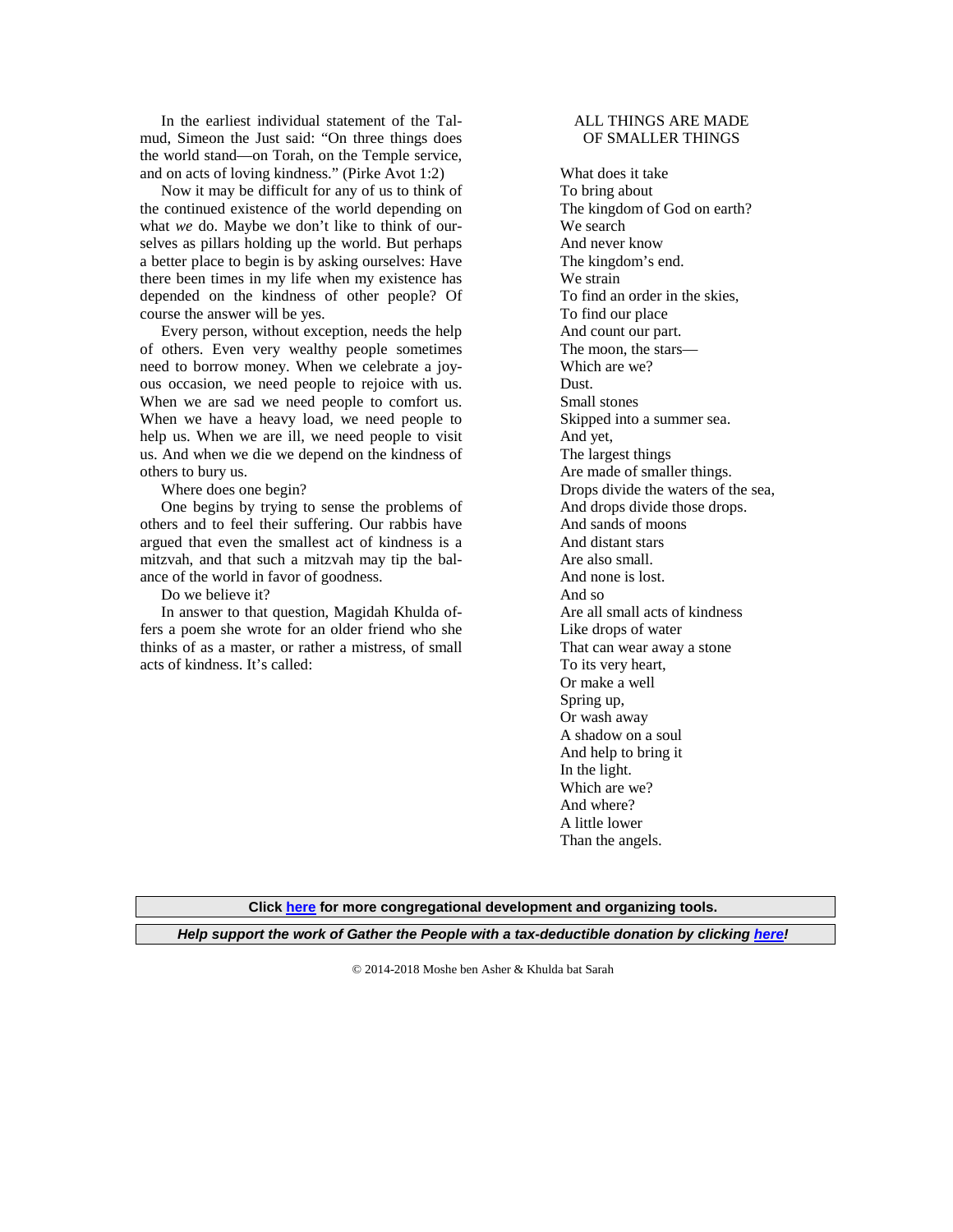In the earliest individual statement of the Talmud, Simeon the Just said: "On three things does the world stand—on Torah, on the Temple service, and on acts of loving kindness." (Pirke Avot 1:2)

Now it may be difficult for any of us to think of the continued existence of the world depending on what *we* do. Maybe we don't like to think of ourselves as pillars holding up the world. But perhaps a better place to begin is by asking ourselves: Have there been times in my life when my existence has depended on the kindness of other people? Of course the answer will be yes.

Every person, without exception, needs the help of others. Even very wealthy people sometimes need to borrow money. When we celebrate a joyous occasion, we need people to rejoice with us. When we are sad we need people to comfort us. When we have a heavy load, we need people to help us. When we are ill, we need people to visit us. And when we die we depend on the kindness of others to bury us.

Where does one begin?

One begins by trying to sense the problems of others and to feel their suffering. Our rabbis have argued that even the smallest act of kindness is a mitzvah, and that such a mitzvah may tip the balance of the world in favor of goodness.

Do we believe it?

In answer to that question, Magidah Khulda offers a poem she wrote for an older friend who she thinks of as a master, or rather a mistress, of small acts of kindness. It's called:

## ALL THINGS ARE MADE OF SMALLER THINGS

What does it take  
To bring about  
The kingdom of God on earth?  
We search  
And never know  
The kingdom's end.  
We strain  
To find an order in the skies,  
To find our place  
And count our part.  
The moon, the stars—  
Which are we?  
Dust.  
Small stones  
Skipped into a summer sea.  
And yet,  
The largest things  
Are made of smaller things.  
Drops divide the waters of the sea,  
And drops divide those drops.  
And sands of moons  
And distant stars  
Are also small.  
And none is lost.  
And so  
Are all small acts of kindness  
Like drops of water  
That can wear away a stone  
To its very heart,  
Or make a well  
Spring up,  
Or wash away  
A shadow on a soul  
And help to bring it  
In the light.  
Which are we?  
And where?  
A little lower  
Than the angels.

**Click here for more congregational development and organizing tools.**

***Help support the work of Gather the People with a tax-deductible donation by clicking here!***

© 2014-2018 Moshe ben Asher & Khulda bat Sarah